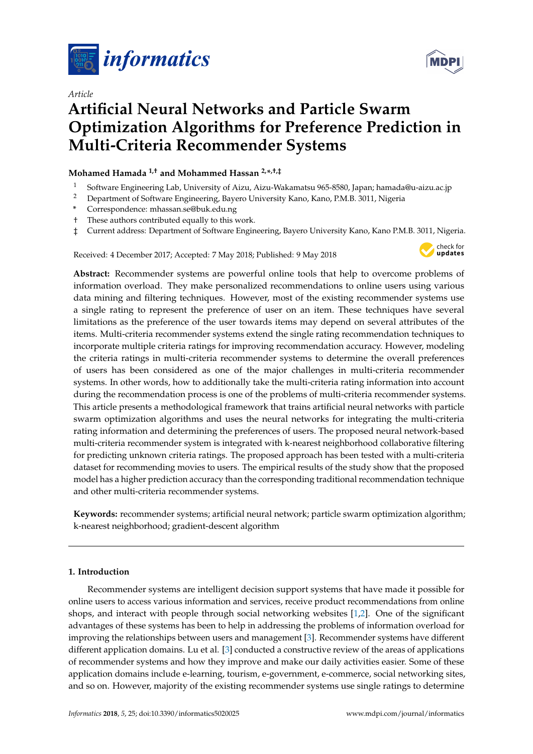*Article*

# Artificial Neural Networks and Particle Swarm Optimization Algorithms for Preference Prediction in Multi-Criteria Recommender Systems

**Mohamed Hamada [1,†] and Mohammed Hassan [2,*,†,‡]**

1 Software Engineering Lab, University of Aizu, Aizu-Wakamatsu 965-8580, Japan; hamada@u-aizu.ac.jp
2 Department of Software Engineering, Bayero University Kano, Kano, P.M.B. 3011, Nigeria
\* Correspondence: mhassan.se@buk.edu.ng
† These authors contributed equally to this work.
‡ Current address: Department of Software Engineering, Bayero University Kano, Kano P.M.B. 3011, Nigeria.

Received: 4 December 2017; Accepted: 7 May 2018; Published: 9 May 2018

**Abstract:** Recommender systems are powerful online tools that help to overcome problems of information overload. They make personalized recommendations to online users using various data mining and filtering techniques. However, most of the existing recommender systems use a single rating to represent the preference of user on an item. These techniques have several limitations as the preference of the user towards items may depend on several attributes of the items. Multi-criteria recommender systems extend the single rating recommendation techniques to incorporate multiple criteria ratings for improving recommendation accuracy. However, modeling the criteria ratings in multi-criteria recommender systems to determine the overall preferences of users has been considered as one of the major challenges in multi-criteria recommender systems. In other words, how to additionally take the multi-criteria rating information into account during the recommendation process is one of the problems of multi-criteria recommender systems. This article presents a methodological framework that trains artificial neural networks with particle swarm optimization algorithms and uses the neural networks for integrating the multi-criteria rating information and determining the preferences of users. The proposed neural network-based multi-criteria recommender system is integrated with k-nearest neighborhood collaborative filtering for predicting unknown criteria ratings. The proposed approach has been tested with a multi-criteria dataset for recommending movies to users. The empirical results of the study show that the proposed model has a higher prediction accuracy than the corresponding traditional recommendation technique and other multi-criteria recommender systems.

**Keywords:** recommender systems; artificial neural network; particle swarm optimization algorithm; k-nearest neighborhood; gradient-descent algorithm

## 1. Introduction

Recommender systems are intelligent decision support systems that have made it possible for online users to access various information and services, receive product recommendations from online shops, and interact with people through social networking websites [1,2]. One of the significant advantages of these systems has been to help in addressing the problems of information overload for improving the relationships between users and management [3]. Recommender systems have different different application domains. Lu et al. [3] conducted a constructive review of the areas of applications of recommender systems and how they improve and make our daily activities easier. Some of these application domains include e-learning, tourism, e-government, e-commerce, social networking sites, and so on. However, majority of the existing recommender systems use single ratings to determine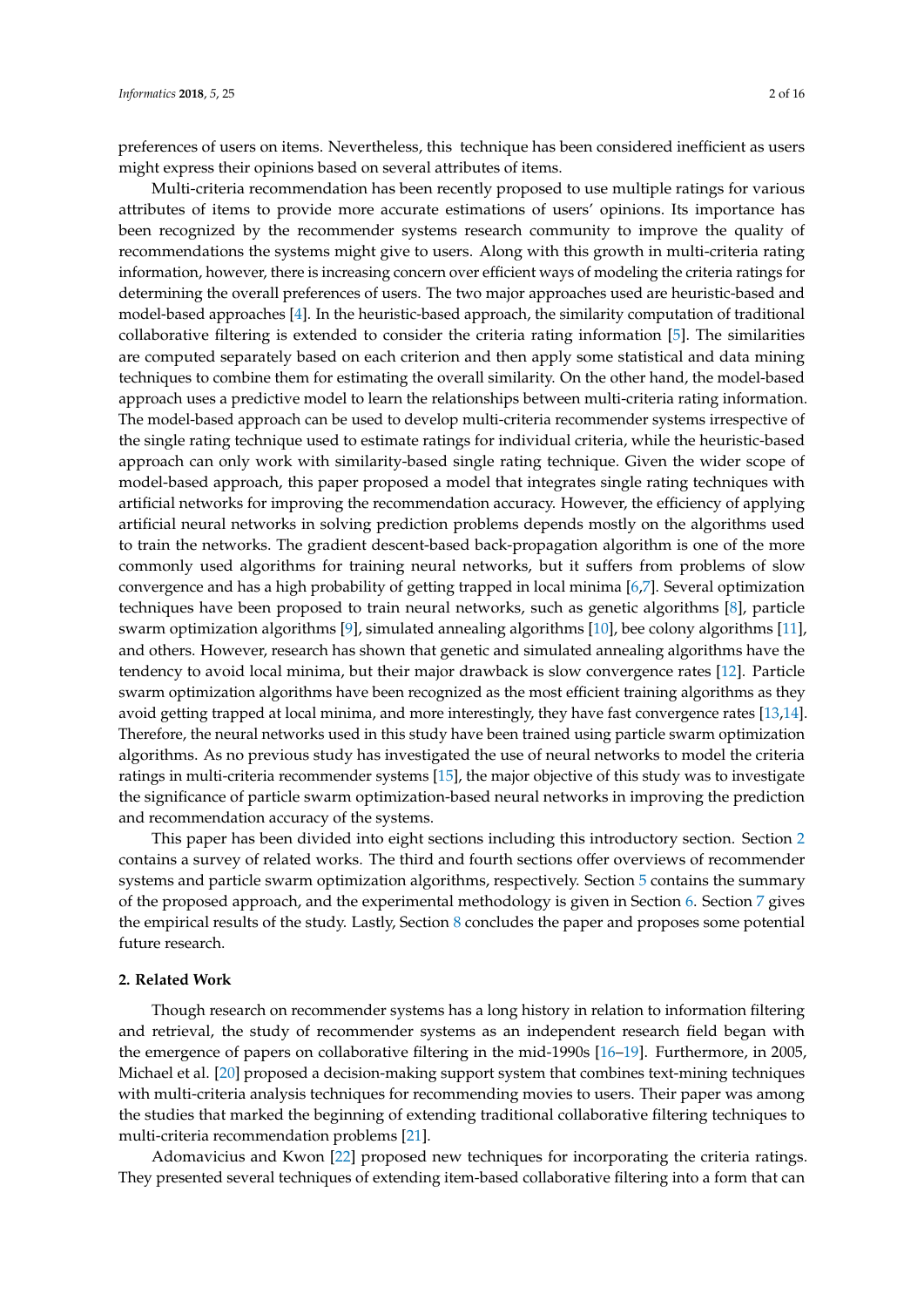preferences of users on items. Nevertheless, this technique has been considered inefficient as users might express their opinions based on several attributes of items.

Multi-criteria recommendation has been recently proposed to use multiple ratings for various attributes of items to provide more accurate estimations of users' opinions. Its importance has been recognized by the recommender systems research community to improve the quality of recommendations the systems might give to users. Along with this growth in multi-criteria rating information, however, there is increasing concern over efficient ways of modeling the criteria ratings for determining the overall preferences of users. The two major approaches used are heuristic-based and model-based approaches [4]. In the heuristic-based approach, the similarity computation of traditional collaborative filtering is extended to consider the criteria rating information [5]. The similarities are computed separately based on each criterion and then apply some statistical and data mining techniques to combine them for estimating the overall similarity. On the other hand, the model-based approach uses a predictive model to learn the relationships between multi-criteria rating information. The model-based approach can be used to develop multi-criteria recommender systems irrespective of the single rating technique used to estimate ratings for individual criteria, while the heuristic-based approach can only work with similarity-based single rating technique. Given the wider scope of model-based approach, this paper proposed a model that integrates single rating techniques with artificial networks for improving the recommendation accuracy. However, the efficiency of applying artificial neural networks in solving prediction problems depends mostly on the algorithms used to train the networks. The gradient descent-based back-propagation algorithm is one of the more commonly used algorithms for training neural networks, but it suffers from problems of slow convergence and has a high probability of getting trapped in local minima [6,7]. Several optimization techniques have been proposed to train neural networks, such as genetic algorithms [8], particle swarm optimization algorithms [9], simulated annealing algorithms [10], bee colony algorithms [11], and others. However, research has shown that genetic and simulated annealing algorithms have the tendency to avoid local minima, but their major drawback is slow convergence rates [12]. Particle swarm optimization algorithms have been recognized as the most efficient training algorithms as they avoid getting trapped at local minima, and more interestingly, they have fast convergence rates [13,14]. Therefore, the neural networks used in this study have been trained using particle swarm optimization algorithms. As no previous study has investigated the use of neural networks to model the criteria ratings in multi-criteria recommender systems [15], the major objective of this study was to investigate the significance of particle swarm optimization-based neural networks in improving the prediction and recommendation accuracy of the systems.

This paper has been divided into eight sections including this introductory section. Section 2 contains a survey of related works. The third and fourth sections offer overviews of recommender systems and particle swarm optimization algorithms, respectively. Section 5 contains the summary of the proposed approach, and the experimental methodology is given in Section 6. Section 7 gives the empirical results of the study. Lastly, Section 8 concludes the paper and proposes some potential future research.

## 2. Related Work

Though research on recommender systems has a long history in relation to information filtering and retrieval, the study of recommender systems as an independent research field began with the emergence of papers on collaborative filtering in the mid-1990s [16–19]. Furthermore, in 2005, Michael et al. [20] proposed a decision-making support system that combines text-mining techniques with multi-criteria analysis techniques for recommending movies to users. Their paper was among the studies that marked the beginning of extending traditional collaborative filtering techniques to multi-criteria recommendation problems [21].

Adomavicius and Kwon [22] proposed new techniques for incorporating the criteria ratings. They presented several techniques of extending item-based collaborative filtering into a form that can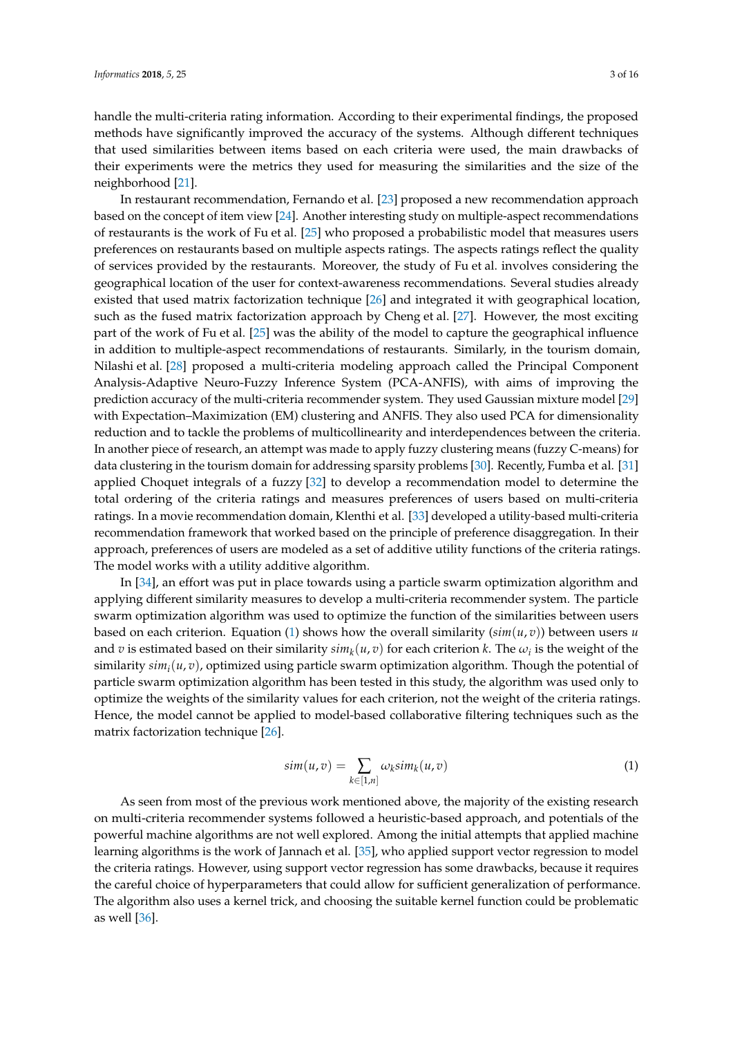handle the multi-criteria rating information. According to their experimental findings, the proposed methods have significantly improved the accuracy of the systems. Although different techniques that used similarities between items based on each criteria were used, the main drawbacks of their experiments were the metrics they used for measuring the similarities and the size of the neighborhood [21].

In restaurant recommendation, Fernando et al. [23] proposed a new recommendation approach based on the concept of item view [24]. Another interesting study on multiple-aspect recommendations of restaurants is the work of Fu et al. [25] who proposed a probabilistic model that measures users preferences on restaurants based on multiple aspects ratings. The aspects ratings reflect the quality of services provided by the restaurants. Moreover, the study of Fu et al. involves considering the geographical location of the user for context-awareness recommendations. Several studies already existed that used matrix factorization technique [26] and integrated it with geographical location, such as the fused matrix factorization approach by Cheng et al. [27]. However, the most exciting part of the work of Fu et al. [25] was the ability of the model to capture the geographical influence in addition to multiple-aspect recommendations of restaurants. Similarly, in the tourism domain, Nilashi et al. [28] proposed a multi-criteria modeling approach called the Principal Component Analysis-Adaptive Neuro-Fuzzy Inference System (PCA-ANFIS), with aims of improving the prediction accuracy of the multi-criteria recommender system. They used Gaussian mixture model [29] with Expectation–Maximization (EM) clustering and ANFIS. They also used PCA for dimensionality reduction and to tackle the problems of multicollinearity and interdependences between the criteria. In another piece of research, an attempt was made to apply fuzzy clustering means (fuzzy C-means) for data clustering in the tourism domain for addressing sparsity problems [30]. Recently, Fumba et al. [31] applied Choquet integrals of a fuzzy [32] to develop a recommendation model to determine the total ordering of the criteria ratings and measures preferences of users based on multi-criteria ratings. In a movie recommendation domain, Klenthi et al. [33] developed a utility-based multi-criteria recommendation framework that worked based on the principle of preference disaggregation. In their approach, preferences of users are modeled as a set of additive utility functions of the criteria ratings. The model works with a utility additive algorithm.

In [34], an effort was put in place towards using a particle swarm optimization algorithm and applying different similarity measures to develop a multi-criteria recommender system. The particle swarm optimization algorithm was used to optimize the function of the similarities between users based on each criterion. Equation (1) shows how the overall similarity ($sim(u,v)$) between users $u$ and $v$ is estimated based on their similarity $sim_k(u,v)$ for each criterion $k$. The $\omega_i$ is the weight of the similarity $sim_i(u,v)$, optimized using particle swarm optimization algorithm. Though the potential of particle swarm optimization algorithm has been tested in this study, the algorithm was used only to optimize the weights of the similarity values for each criterion, not the weight of the criteria ratings. Hence, the model cannot be applied to model-based collaborative filtering techniques such as the matrix factorization technique [26].

$$sim(u,v) = \sum_{k \in [1,n]} \omega_k sim_k(u,v) \tag{1}$$

As seen from most of the previous work mentioned above, the majority of the existing research on multi-criteria recommender systems followed a heuristic-based approach, and potentials of the powerful machine algorithms are not well explored. Among the initial attempts that applied machine learning algorithms is the work of Jannach et al. [35], who applied support vector regression to model the criteria ratings. However, using support vector regression has some drawbacks, because it requires the careful choice of hyperparameters that could allow for sufficient generalization of performance. The algorithm also uses a kernel trick, and choosing the suitable kernel function could be problematic as well [36].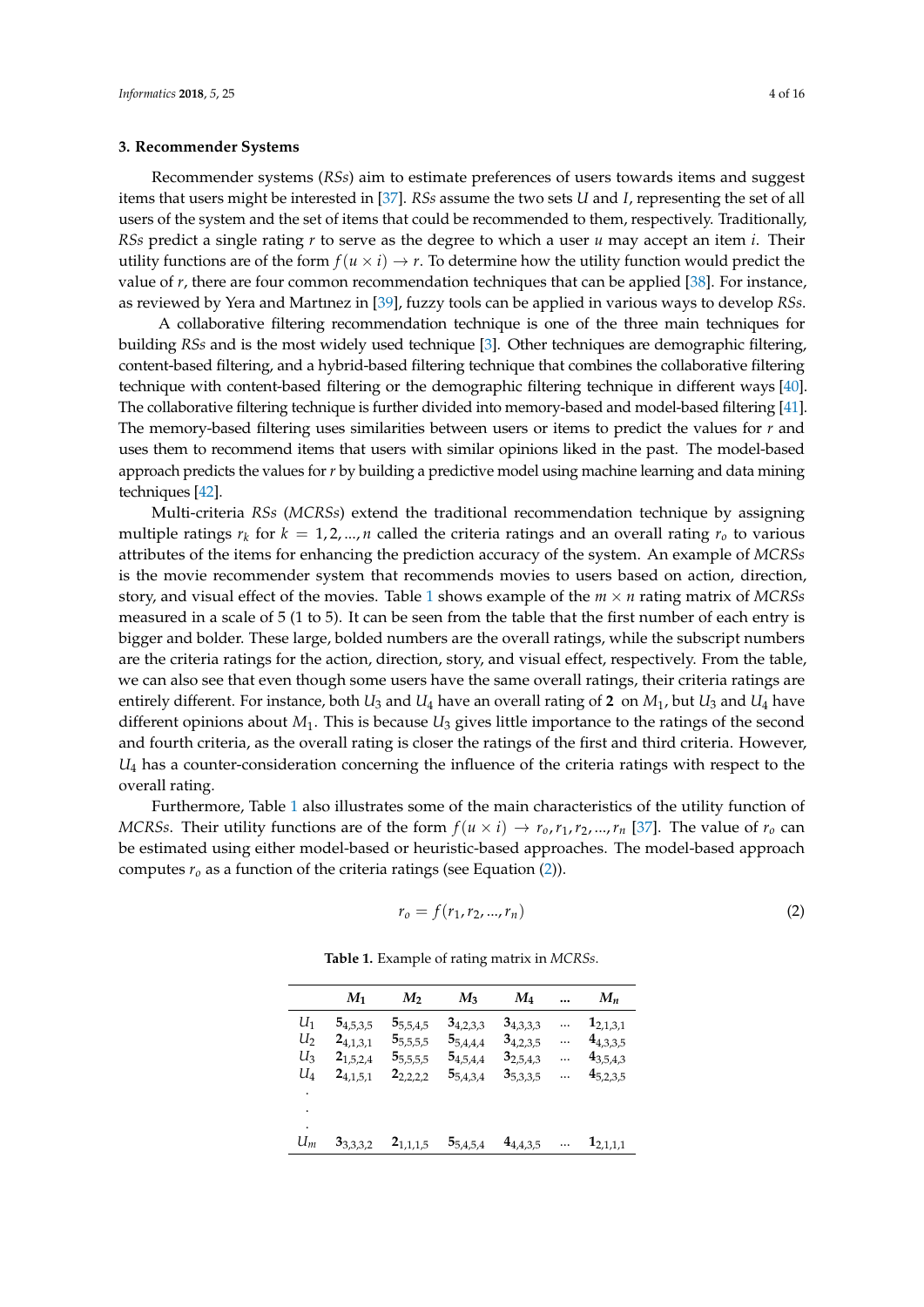## 3. Recommender Systems

Recommender systems (*RSs*) aim to estimate preferences of users towards items and suggest items that users might be interested in [37]. *RSs* assume the two sets $U$ and $I$, representing the set of all users of the system and the set of items that could be recommended to them, respectively. Traditionally, *RSs* predict a single rating $r$ to serve as the degree to which a user $u$ may accept an item $i$. Their utility functions are of the form $f(u \times i) \rightarrow r$. To determine how the utility function would predict the value of $r$, there are four common recommendation techniques that can be applied [38]. For instance, as reviewed by Yera and Martınez in [39], fuzzy tools can be applied in various ways to develop *RSs*.

A collaborative filtering recommendation technique is one of the three main techniques for building *RSs* and is the most widely used technique [3]. Other techniques are demographic filtering, content-based filtering, and a hybrid-based filtering technique that combines the collaborative filtering technique with content-based filtering or the demographic filtering technique in different ways [40]. The collaborative filtering technique is further divided into memory-based and model-based filtering [41]. The memory-based filtering uses similarities between users or items to predict the values for $r$ and uses them to recommend items that users with similar opinions liked in the past. The model-based approach predicts the values for $r$ by building a predictive model using machine learning and data mining techniques [42].

Multi-criteria *RSs* (*MCRSs*) extend the traditional recommendation technique by assigning multiple ratings $r_k$ for $k = 1, 2, ..., n$ called the criteria ratings and an overall rating $r_o$ to various attributes of the items for enhancing the prediction accuracy of the system. An example of *MCRSs* is the movie recommender system that recommends movies to users based on action, direction, story, and visual effect of the movies. Table 1 shows example of the $m \times n$ rating matrix of *MCRSs* measured in a scale of 5 (1 to 5). It can be seen from the table that the first number of each entry is bigger and bolder. These large, bolded numbers are the overall ratings, while the subscript numbers are the criteria ratings for the action, direction, story, and visual effect, respectively. From the table, we can also see that even though some users have the same overall ratings, their criteria ratings are entirely different. For instance, both $U_3$ and $U_4$ have an overall rating of **2** on $M_1$, but $U_3$ and $U_4$ have different opinions about $M_1$. This is because $U_3$ gives little importance to the ratings of the second and fourth criteria, as the overall rating is closer the ratings of the first and third criteria. However, $U_4$ has a counter-consideration concerning the influence of the criteria ratings with respect to the overall rating.

Furthermore, Table 1 also illustrates some of the main characteristics of the utility function of *MCRSs*. Their utility functions are of the form $f(u \times i) \rightarrow r_o, r_1, r_2, ..., r_n$ [37]. The value of $r_o$ can be estimated using either model-based or heuristic-based approaches. The model-based approach computes $r_o$ as a function of the criteria ratings (see Equation (2)).

$$r_o = f(r_1, r_2, ..., r_n) \tag{2}$$

**Table 1.** Example of rating matrix in *MCRSs*.

| | $M_1$ | $M_2$ | $M_3$ | $M_4$ | ... | $M_n$ |
|---|---|---|---|---|---|---|
| $U_1$ | $\mathbf{5}_{4,5,3,5}$ | $\mathbf{5}_{5,5,4,5}$ | $\mathbf{3}_{4,2,3,3}$ | $\mathbf{3}_{4,3,3,3}$ | ... | $\mathbf{1}_{2,1,3,1}$ |
| $U_2$ | $\mathbf{2}_{4,1,3,1}$ | $\mathbf{5}_{5,5,5,5}$ | $\mathbf{5}_{5,4,4,4}$ | $\mathbf{3}_{4,2,3,5}$ | ... | $\mathbf{4}_{4,3,3,5}$ |
| $U_3$ | $\mathbf{2}_{1,5,2,4}$ | $\mathbf{5}_{5,5,5,5}$ | $\mathbf{5}_{4,5,4,4}$ | $\mathbf{3}_{2,5,4,3}$ | ... | $\mathbf{4}_{3,5,4,3}$ |
| $U_4$ | $\mathbf{2}_{4,1,5,1}$ | $\mathbf{2}_{2,2,2,2}$ | $\mathbf{5}_{5,4,3,4}$ | $\mathbf{3}_{5,3,3,5}$ | ... | $\mathbf{4}_{5,2,3,5}$ |
| . | | | | | | |
| . | | | | | | |
| . | | | | | | |
| $U_m$ | $\mathbf{3}_{3,3,3,2}$ | $\mathbf{2}_{1,1,1,5}$ | $\mathbf{5}_{5,4,5,4}$ | $\mathbf{4}_{4,4,3,5}$ | ... | $\mathbf{1}_{2,1,1,1}$ |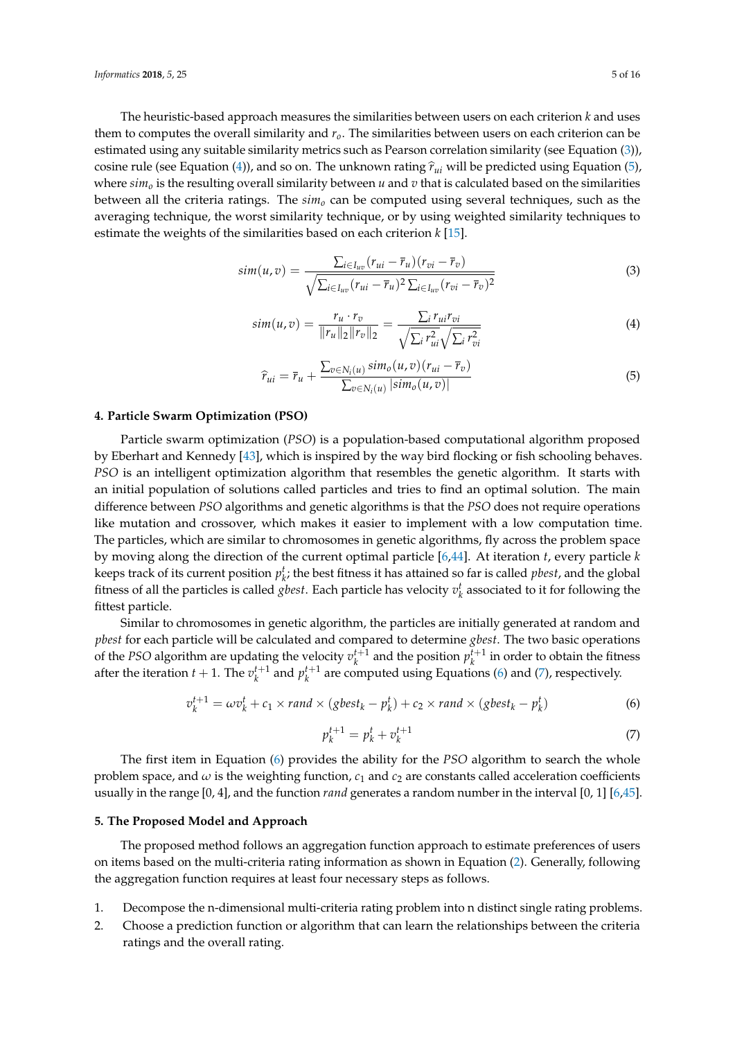The heuristic-based approach measures the similarities between users on each criterion $k$ and uses them to computes the overall similarity and $r_o$. The similarities between users on each criterion can be estimated using any suitable similarity metrics such as Pearson correlation similarity (see Equation (3)), cosine rule (see Equation (4)), and so on. The unknown rating $\widehat{r}_{ui}$ will be predicted using Equation (5), where $sim_o$ is the resulting overall similarity between $u$ and $v$ that is calculated based on the similarities between all the criteria ratings. The $sim_o$ can be computed using several techniques, such as the averaging technique, the worst similarity technique, or by using weighted similarity techniques to estimate the weights of the similarities based on each criterion $k$ [15].

$$sim(u,v) = \frac{\sum_{i \in I_{uv}} (r_{ui} - \overline{r}_u)(r_{vi} - \overline{r}_v)}{\sqrt{\sum_{i \in I_{uv}} (r_{ui} - \overline{r}_u)^2 \sum_{i \in I_{uv}} (r_{vi} - \overline{r}_v)^2}} \tag{3}$$

$$sim(u,v) = \frac{r_u \cdot r_v}{\|r_u\|_2 \|r_v\|_2} = \frac{\sum_i r_{ui} r_{vi}}{\sqrt{\sum_i r_{ui}^2} \sqrt{\sum_i r_{vi}^2}} \tag{4}$$

$$\widehat{r}_{ui} = \overline{r}_u + \frac{\sum_{v \in N_i(u)} sim_o(u,v)(r_{ui} - \overline{r}_v)}{\sum_{v \in N_i(u)} |sim_o(u,v)|} \tag{5}$$

## 4. Particle Swarm Optimization (PSO)

Particle swarm optimization (*PSO*) is a population-based computational algorithm proposed by Eberhart and Kennedy [43], which is inspired by the way bird flocking or fish schooling behaves. *PSO* is an intelligent optimization algorithm that resembles the genetic algorithm. It starts with an initial population of solutions called particles and tries to find an optimal solution. The main difference between *PSO* algorithms and genetic algorithms is that the *PSO* does not require operations like mutation and crossover, which makes it easier to implement with a low computation time. The particles, which are similar to chromosomes in genetic algorithms, fly across the problem space by moving along the direction of the current optimal particle [6,44]. At iteration $t$, every particle $k$ keeps track of its current position $p_k^t$; the best fitness it has attained so far is called *pbest*, and the global fitness of all the particles is called *gbest*. Each particle has velocity $v_k^t$ associated to it for following the fittest particle.

Similar to chromosomes in genetic algorithm, the particles are initially generated at random and *pbest* for each particle will be calculated and compared to determine *gbest*. The two basic operations of the *PSO* algorithm are updating the velocity $v_k^{t+1}$ and the position $p_k^{t+1}$ in order to obtain the fitness after the iteration $t+1$. The $v_k^{t+1}$ and $p_k^{t+1}$ are computed using Equations (6) and (7), respectively.

$$v_k^{t+1} = \omega v_k^t + c_1 \times rand \times (gbest_k - p_k^t) + c_2 \times rand \times (gbest_k - p_k^t) \tag{6}$$

$$p_k^{t+1} = p_k^t + v_k^{t+1} \tag{7}$$

The first item in Equation (6) provides the ability for the *PSO* algorithm to search the whole problem space, and $\omega$ is the weighting function, $c_1$ and $c_2$ are constants called acceleration coefficients usually in the range [0, 4], and the function *rand* generates a random number in the interval [0, 1] [6,45].

## 5. The Proposed Model and Approach

The proposed method follows an aggregation function approach to estimate preferences of users on items based on the multi-criteria rating information as shown in Equation (2). Generally, following the aggregation function requires at least four necessary steps as follows.

1. Decompose the n-dimensional multi-criteria rating problem into n distinct single rating problems.
2. Choose a prediction function or algorithm that can learn the relationships between the criteria ratings and the overall rating.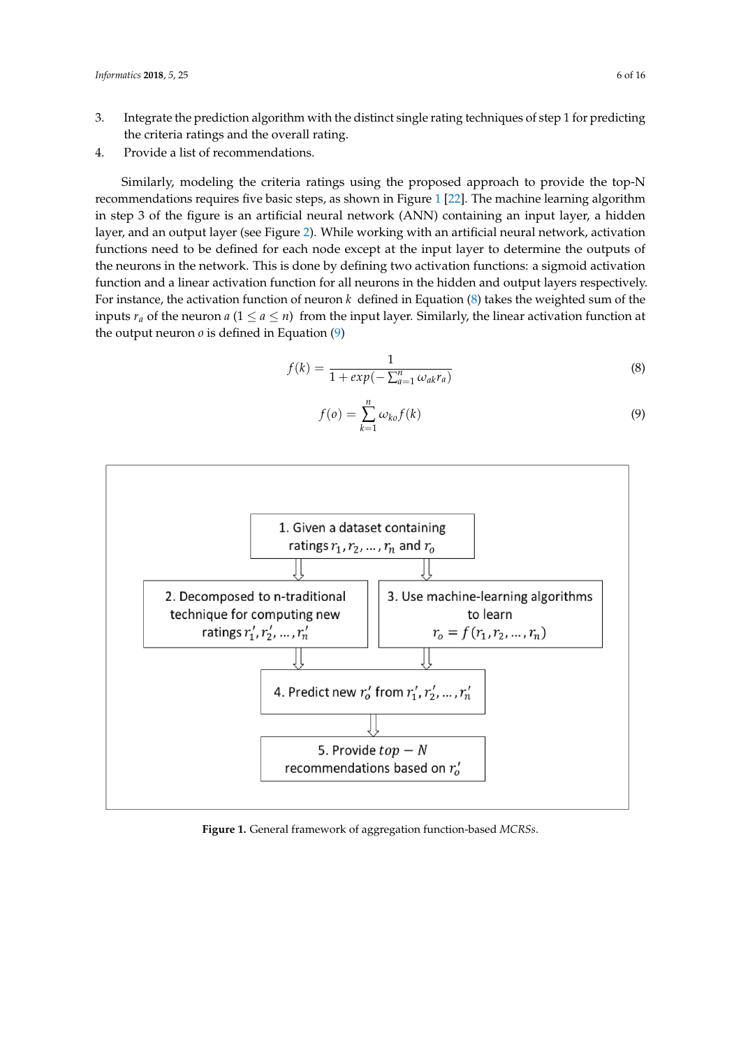3. Integrate the prediction algorithm with the distinct single rating techniques of step 1 for predicting the criteria ratings and the overall rating.
4. Provide a list of recommendations.

Similarly, modeling the criteria ratings using the proposed approach to provide the top-N recommendations requires five basic steps, as shown in Figure 1 [22]. The machine learning algorithm in step 3 of the figure is an artificial neural network (ANN) containing an input layer, a hidden layer, and an output layer (see Figure 2). While working with an artificial neural network, activation functions need to be defined for each node except at the input layer to determine the outputs of the neurons in the network. This is done by defining two activation functions: a sigmoid activation function and a linear activation function for all neurons in the hidden and output layers respectively. For instance, the activation function of neuron $k$ defined in Equation (8) takes the weighted sum of the inputs $r_a$ of the neuron $a$ $(1 \leq a \leq n)$ from the input layer. Similarly, the linear activation function at the output neuron $o$ is defined in Equation (9)

$$f(k) = \frac{1}{1 + exp(-\sum_{a=1}^{n} \omega_{ak} r_a)} \tag{8}$$

$$f(o) = \sum_{k=1}^{n} \omega_{ko} f(k) \tag{9}$$

**Figure 1.** General framework of aggregation function-based *MCRSs*.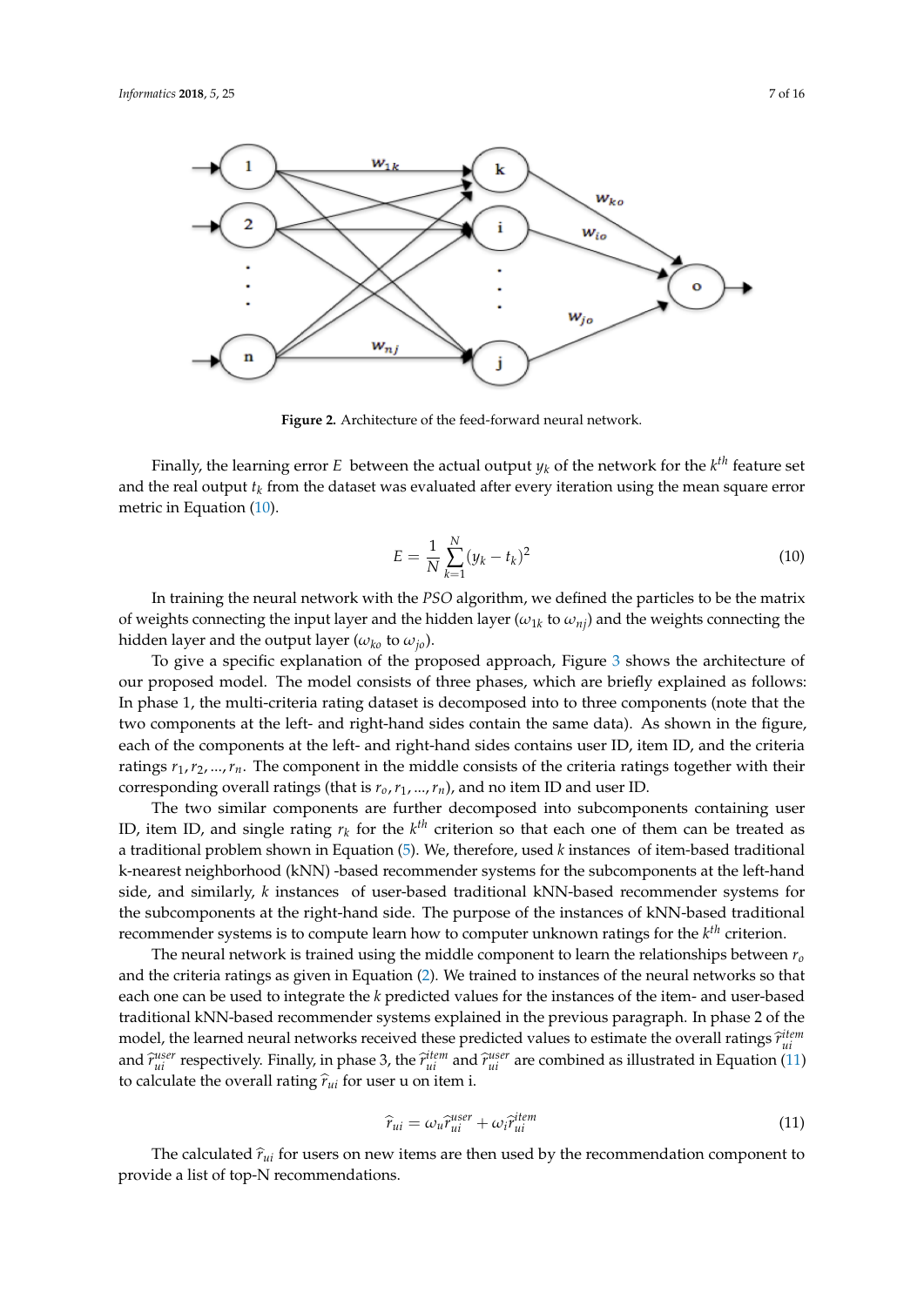**Figure 2.** Architecture of the feed-forward neural network.

Finally, the learning error $E$ between the actual output $y_k$ of the network for the $k^{th}$ feature set and the real output $t_k$ from the dataset was evaluated after every iteration using the mean square error metric in Equation (10).

$$E = \frac{1}{N}\sum_{k=1}^{N}(y_k - t_k)^2 \tag{10}$$

In training the neural network with the *PSO* algorithm, we defined the particles to be the matrix of weights connecting the input layer and the hidden layer ($\omega_{1k}$ to $\omega_{nj}$) and the weights connecting the hidden layer and the output layer ($\omega_{ko}$ to $\omega_{jo}$).

To give a specific explanation of the proposed approach, Figure 3 shows the architecture of our proposed model. The model consists of three phases, which are briefly explained as follows: In phase 1, the multi-criteria rating dataset is decomposed into to three components (note that the two components at the left- and right-hand sides contain the same data). As shown in the figure, each of the components at the left- and right-hand sides contains user ID, item ID, and the criteria ratings $r_1, r_2, \ldots, r_n$. The component in the middle consists of the criteria ratings together with their corresponding overall ratings (that is $r_o, r_1, \ldots, r_n$), and no item ID and user ID.

The two similar components are further decomposed into subcomponents containing user ID, item ID, and single rating $r_k$ for the $k^{th}$ criterion so that each one of them can be treated as a traditional problem shown in Equation (5). We, therefore, used $k$ instances of item-based traditional k-nearest neighborhood (kNN) -based recommender systems for the subcomponents at the left-hand side, and similarly, $k$ instances of user-based traditional kNN-based recommender systems for the subcomponents at the right-hand side. The purpose of the instances of kNN-based traditional recommender systems is to compute learn how to computer unknown ratings for the $k^{th}$ criterion.

The neural network is trained using the middle component to learn the relationships between $r_o$ and the criteria ratings as given in Equation (2). We trained to instances of the neural networks so that each one can be used to integrate the $k$ predicted values for the instances of the item- and user-based traditional kNN-based recommender systems explained in the previous paragraph. In phase 2 of the model, the learned neural networks received these predicted values to estimate the overall ratings $\widehat{r}_{ui}^{item}$ and $\widehat{r}_{ui}^{user}$ respectively. Finally, in phase 3, the $\widehat{r}_{ui}^{item}$ and $\widehat{r}_{ui}^{user}$ are combined as illustrated in Equation (11) to calculate the overall rating $\widehat{r}_{ui}$ for user u on item i.

$$\widehat{r}_{ui} = \omega_u \widehat{r}_{ui}^{user} + \omega_i \widehat{r}_{ui}^{item} \tag{11}$$

The calculated $\widehat{r}_{ui}$ for users on new items are then used by the recommendation component to provide a list of top-N recommendations.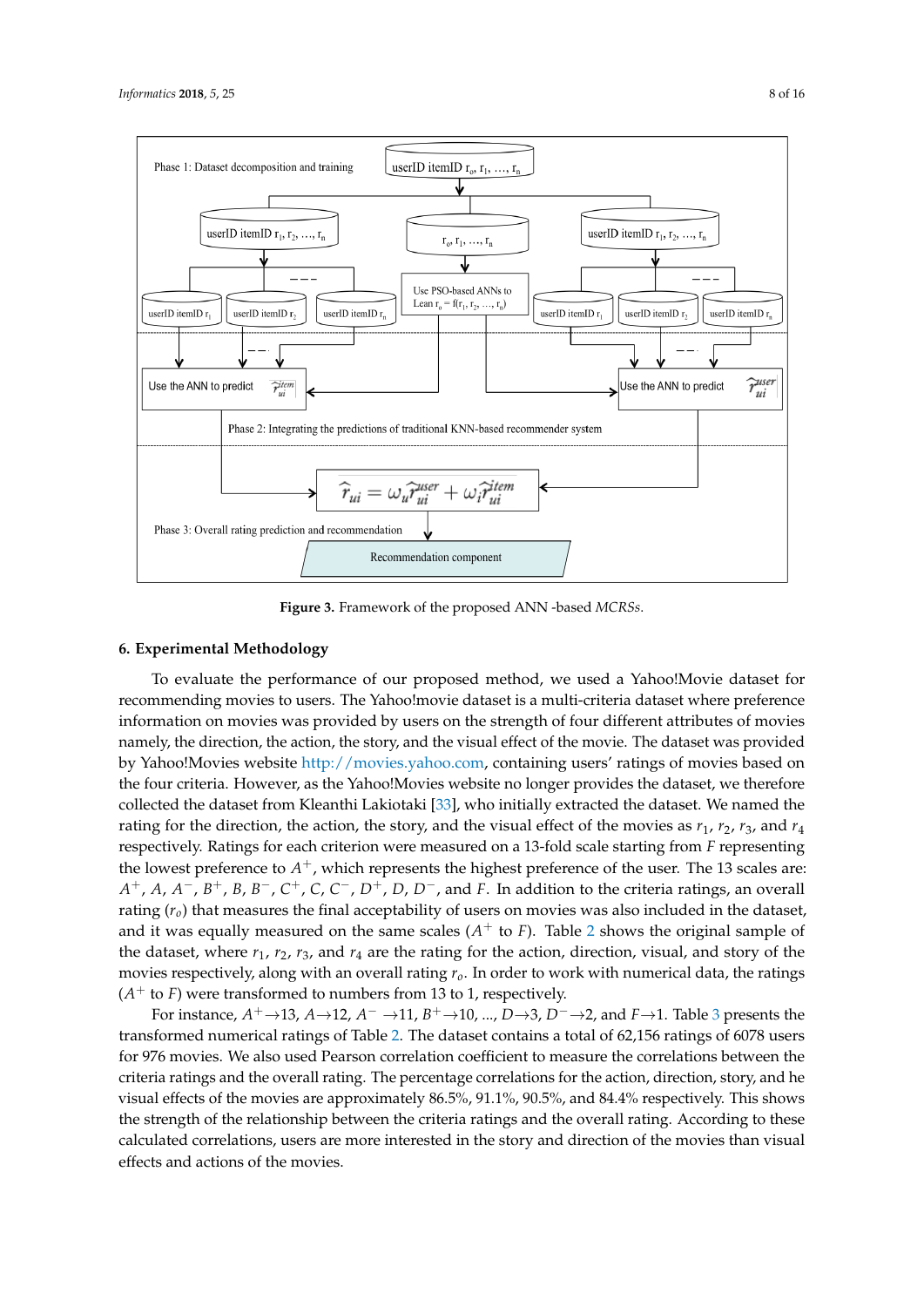Figure 3. Framework of the proposed ANN -based *MCRSs*.

## 6. Experimental Methodology

To evaluate the performance of our proposed method, we used a Yahoo!Movie dataset for recommending movies to users. The Yahoo!movie dataset is a multi-criteria dataset where preference information on movies was provided by users on the strength of four different attributes of movies namely, the direction, the action, the story, and the visual effect of the movie. The dataset was provided by Yahoo!Movies website http://movies.yahoo.com, containing users' ratings of movies based on the four criteria. However, as the Yahoo!Movies website no longer provides the dataset, we therefore collected the dataset from Kleanthi Lakiotaki [33], who initially extracted the dataset. We named the rating for the direction, the action, the story, and the visual effect of the movies as $r_1$, $r_2$, $r_3$, and $r_4$ respectively. Ratings for each criterion were measured on a 13-fold scale starting from $F$ representing the lowest preference to $A^+$, which represents the highest preference of the user. The 13 scales are: $A^+$, $A$, $A^-$, $B^+$, $B$, $B^-$, $C^+$, $C$, $C^-$, $D^+$, $D$, $D^-$, and $F$. In addition to the criteria ratings, an overall rating ($r_o$) that measures the final acceptability of users on movies was also included in the dataset, and it was equally measured on the same scales ($A^+$ to $F$). Table 2 shows the original sample of the dataset, where $r_1$, $r_2$, $r_3$, and $r_4$ are the rating for the action, direction, visual, and story of the movies respectively, along with an overall rating $r_o$. In order to work with numerical data, the ratings ($A^+$ to $F$) were transformed to numbers from 13 to 1, respectively.

For instance, $A^+ \rightarrow 13$, $A \rightarrow 12$, $A^- \rightarrow 11$, $B^+ \rightarrow 10$, ..., $D \rightarrow 3$, $D^- \rightarrow 2$, and $F \rightarrow 1$. Table 3 presents the transformed numerical ratings of Table 2. The dataset contains a total of 62,156 ratings of 6078 users for 976 movies. We also used Pearson correlation coefficient to measure the correlations between the criteria ratings and the overall rating. The percentage correlations for the action, direction, story, and he visual effects of the movies are approximately 86.5%, 91.1%, 90.5%, and 84.4% respectively. This shows the strength of the relationship between the criteria ratings and the overall rating. According to these calculated correlations, users are more interested in the story and direction of the movies than visual effects and actions of the movies.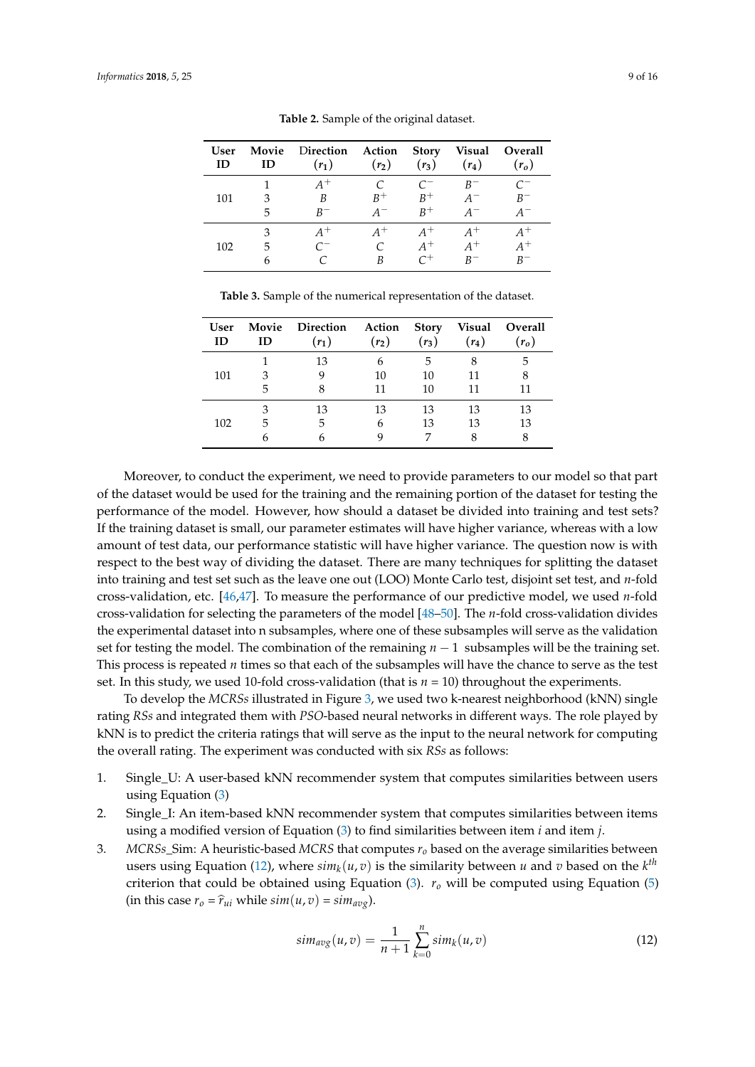**Table 2.** Sample of the original dataset.

| User ID | Movie ID | Direction ($r_1$) | Action ($r_2$) | Story ($r_3$) | Visual ($r_4$) | Overall ($r_o$) |
|---|---|---|---|---|---|---|
| 101 | 1 | $A^+$ | $C$ | $C^-$ | $B^-$ | $C^-$ |
| | 3 | $B$ | $B^+$ | $B^+$ | $A^-$ | $B^-$ |
| | 5 | $B^-$ | $A^-$ | $B^+$ | $A^-$ | $A^-$ |
| 102 | 3 | $A^+$ | $A^+$ | $A^+$ | $A^+$ | $A^+$ |
| | 5 | $C^-$ | $C$ | $A^+$ | $A^+$ | $A^+$ |
| | 6 | $C$ | $B$ | $C^+$ | $B^-$ | $B^-$ |

**Table 3.** Sample of the numerical representation of the dataset.

| User ID | Movie ID | Direction ($r_1$) | Action ($r_2$) | Story ($r_3$) | Visual ($r_4$) | Overall ($r_o$) |
|---|---|---|---|---|---|---|
| 101 | 1 | 13 | 6 | 5 | 8 | 5 |
| | 3 | 9 | 10 | 10 | 11 | 8 |
| | 5 | 8 | 11 | 10 | 11 | 11 |
| 102 | 3 | 13 | 13 | 13 | 13 | 13 |
| | 5 | 5 | 6 | 13 | 13 | 13 |
| | 6 | 6 | 9 | 7 | 8 | 8 |

Moreover, to conduct the experiment, we need to provide parameters to our model so that part of the dataset would be used for the training and the remaining portion of the dataset for testing the performance of the model. However, how should a dataset be divided into training and test sets? If the training dataset is small, our parameter estimates will have higher variance, whereas with a low amount of test data, our performance statistic will have higher variance. The question now is with respect to the best way of dividing the dataset. There are many techniques for splitting the dataset into training and test set such as the leave one out (LOO) Monte Carlo test, disjoint set test, and $n$-fold cross-validation, etc. [46,47]. To measure the performance of our predictive model, we used $n$-fold cross-validation for selecting the parameters of the model [48–50]. The $n$-fold cross-validation divides the experimental dataset into n subsamples, where one of these subsamples will serve as the validation set for testing the model. The combination of the remaining $n-1$ subsamples will be the training set. This process is repeated $n$ times so that each of the subsamples will have the chance to serve as the test set. In this study, we used 10-fold cross-validation (that is $n = 10$) throughout the experiments.

To develop the *MCRSs* illustrated in Figure 3, we used two k-nearest neighborhood (kNN) single rating *RSs* and integrated them with *PSO*-based neural networks in different ways. The role played by kNN is to predict the criteria ratings that will serve as the input to the neural network for computing the overall rating. The experiment was conducted with six *RSs* as follows:

1. Single_U: A user-based kNN recommender system that computes similarities between users using Equation (3)
2. Single_I: An item-based kNN recommender system that computes similarities between items using a modified version of Equation (3) to find similarities between item $i$ and item $j$.
3. *MCRSs*_Sim: A heuristic-based *MCRS* that computes $r_o$ based on the average similarities between users using Equation (12), where $sim_k(u,v)$ is the similarity between $u$ and $v$ based on the $k^{th}$ criterion that could be obtained using Equation (3). $r_o$ will be computed using Equation (5) (in this case $r_o = \hat{r}_{ui}$ while $sim(u,v) = sim_{avg}$).

$$sim_{avg}(u,v) = \frac{1}{n+1}\sum_{k=0}^{n} sim_k(u,v) \tag{12}$$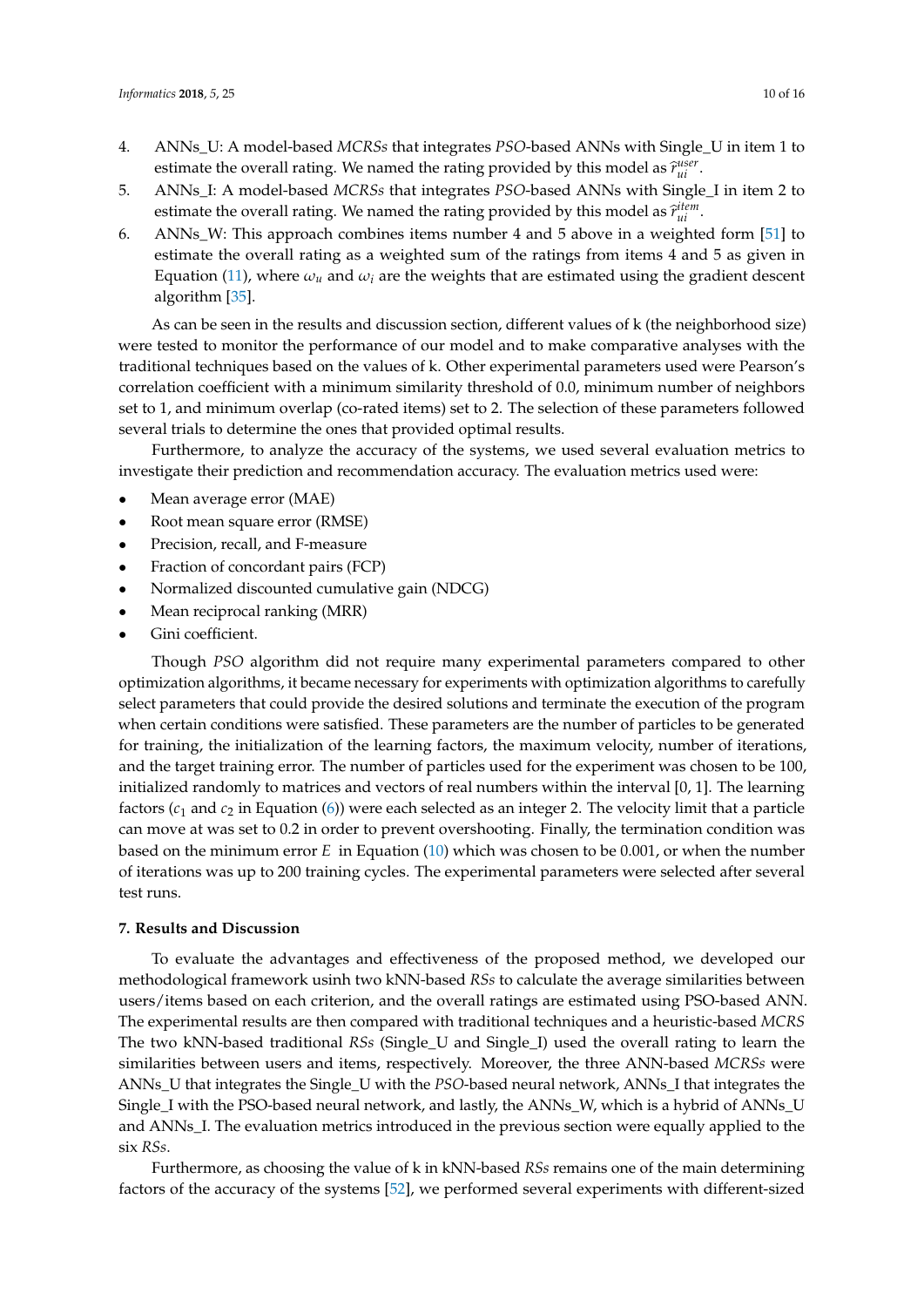4. ANNs_U: A model-based *MCRSs* that integrates *PSO*-based ANNs with Single_U in item 1 to estimate the overall rating. We named the rating provided by this model as $\hat{r}_{ui}^{user}$.
5. ANNs_I: A model-based *MCRSs* that integrates *PSO*-based ANNs with Single_I in item 2 to estimate the overall rating. We named the rating provided by this model as $\hat{r}_{ui}^{item}$.
6. ANNs_W: This approach combines items number 4 and 5 above in a weighted form [51] to estimate the overall rating as a weighted sum of the ratings from items 4 and 5 as given in Equation (11), where $\omega_u$ and $\omega_i$ are the weights that are estimated using the gradient descent algorithm [35].

As can be seen in the results and discussion section, different values of k (the neighborhood size) were tested to monitor the performance of our model and to make comparative analyses with the traditional techniques based on the values of k. Other experimental parameters used were Pearson's correlation coefficient with a minimum similarity threshold of 0.0, minimum number of neighbors set to 1, and minimum overlap (co-rated items) set to 2. The selection of these parameters followed several trials to determine the ones that provided optimal results.

Furthermore, to analyze the accuracy of the systems, we used several evaluation metrics to investigate their prediction and recommendation accuracy. The evaluation metrics used were:

- Mean average error (MAE)
- Root mean square error (RMSE)
- Precision, recall, and F-measure
- Fraction of concordant pairs (FCP)
- Normalized discounted cumulative gain (NDCG)
- Mean reciprocal ranking (MRR)
- Gini coefficient.

Though *PSO* algorithm did not require many experimental parameters compared to other optimization algorithms, it became necessary for experiments with optimization algorithms to carefully select parameters that could provide the desired solutions and terminate the execution of the program when certain conditions were satisfied. These parameters are the number of particles to be generated for training, the initialization of the learning factors, the maximum velocity, number of iterations, and the target training error. The number of particles used for the experiment was chosen to be 100, initialized randomly to matrices and vectors of real numbers within the interval [0, 1]. The learning factors ($c_1$ and $c_2$ in Equation (6)) were each selected as an integer 2. The velocity limit that a particle can move at was set to 0.2 in order to prevent overshooting. Finally, the termination condition was based on the minimum error $E$ in Equation (10) which was chosen to be 0.001, or when the number of iterations was up to 200 training cycles. The experimental parameters were selected after several test runs.

## 7. Results and Discussion

To evaluate the advantages and effectiveness of the proposed method, we developed our methodological framework usinh two kNN-based *RSs* to calculate the average similarities between users/items based on each criterion, and the overall ratings are estimated using PSO-based ANN. The experimental results are then compared with traditional techniques and a heuristic-based *MCRS* The two kNN-based traditional *RSs* (Single_U and Single_I) used the overall rating to learn the similarities between users and items, respectively. Moreover, the three ANN-based *MCRSs* were ANNs_U that integrates the Single_U with the *PSO*-based neural network, ANNs_I that integrates the Single_I with the PSO-based neural network, and lastly, the ANNs_W, which is a hybrid of ANNs_U and ANNs_I. The evaluation metrics introduced in the previous section were equally applied to the six *RSs*.

Furthermore, as choosing the value of k in kNN-based *RSs* remains one of the main determining factors of the accuracy of the systems [52], we performed several experiments with different-sized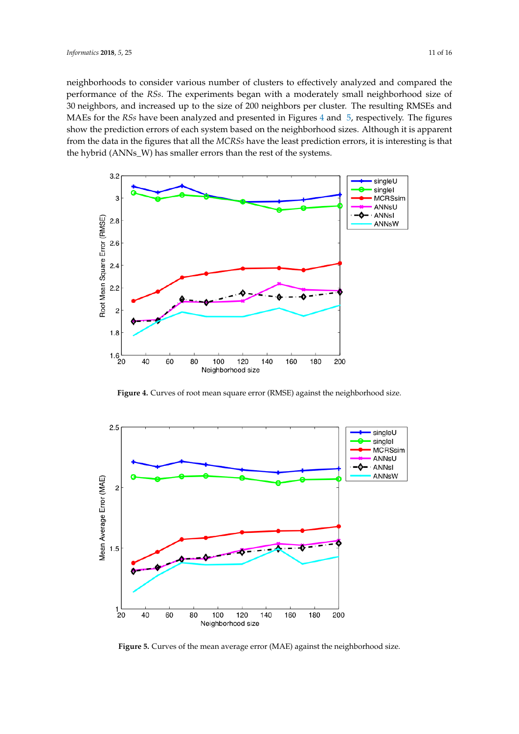neighborhoods to consider various number of clusters to effectively analyzed and compared the performance of the *RSs*. The experiments began with a moderately small neighborhood size of 30 neighbors, and increased up to the size of 200 neighbors per cluster. The resulting RMSEs and MAEs for the *RSs* have been analyzed and presented in Figures 4 and 5, respectively. The figures show the prediction errors of each system based on the neighborhood sizes. Although it is apparent from the data in the figures that all the *MCRSs* have the least prediction errors, it is interesting is that the hybrid (ANNs_W) has smaller errors than the rest of the systems.

**Figure 4.** Curves of root mean square error (RMSE) against the neighborhood size.

**Figure 5.** Curves of the mean average error (MAE) against the neighborhood size.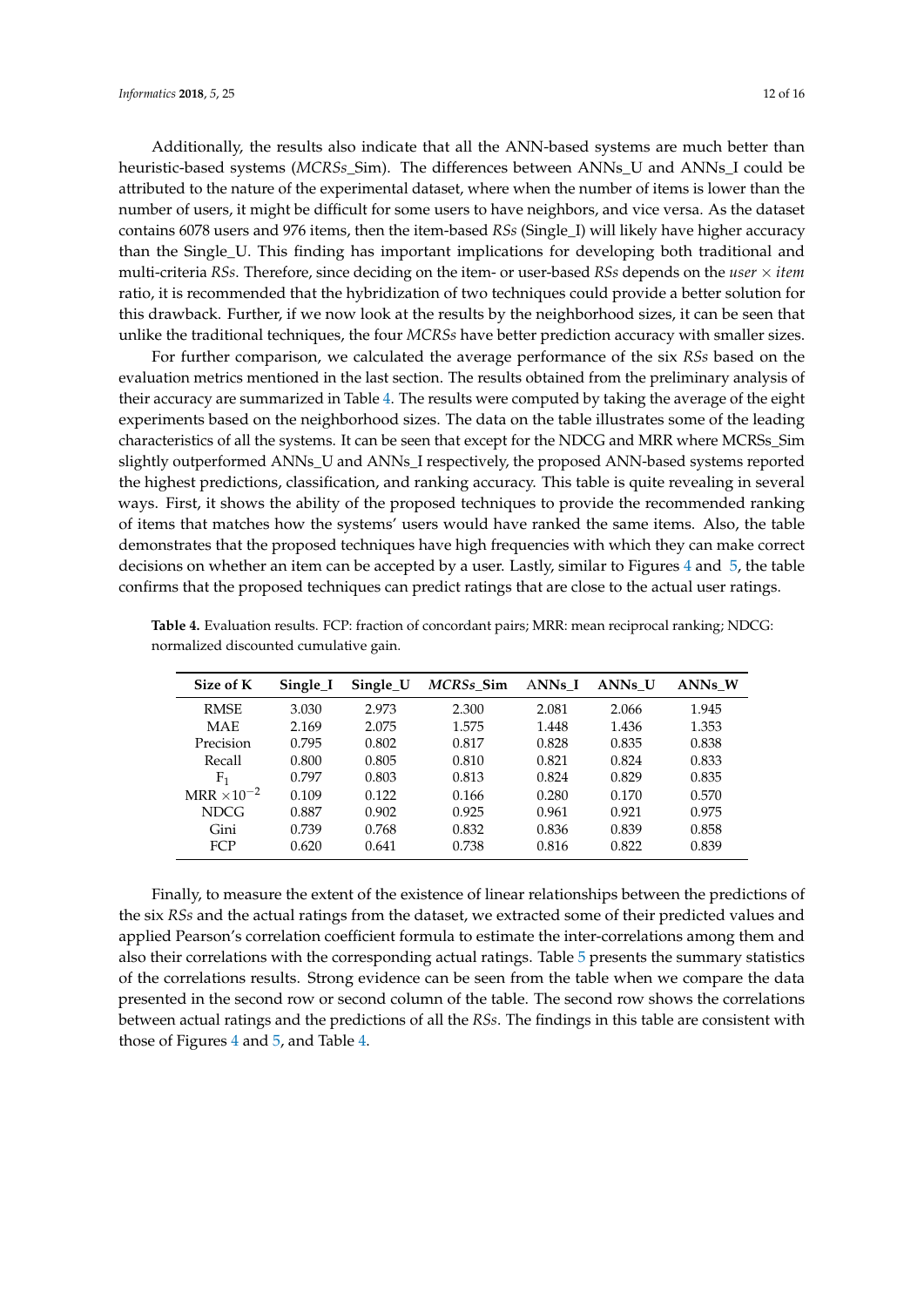Additionally, the results also indicate that all the ANN-based systems are much better than heuristic-based systems (*MCRSs*_Sim). The differences between ANNs_U and ANNs_I could be attributed to the nature of the experimental dataset, where when the number of items is lower than the number of users, it might be difficult for some users to have neighbors, and vice versa. As the dataset contains 6078 users and 976 items, then the item-based *RSs* (Single_I) will likely have higher accuracy than the Single_U. This finding has important implications for developing both traditional and multi-criteria *RSs*. Therefore, since deciding on the item- or user-based *RSs* depends on the *user* × *item* ratio, it is recommended that the hybridization of two techniques could provide a better solution for this drawback. Further, if we now look at the results by the neighborhood sizes, it can be seen that unlike the traditional techniques, the four *MCRSs* have better prediction accuracy with smaller sizes.

For further comparison, we calculated the average performance of the six *RSs* based on the evaluation metrics mentioned in the last section. The results obtained from the preliminary analysis of their accuracy are summarized in Table 4. The results were computed by taking the average of the eight experiments based on the neighborhood sizes. The data on the table illustrates some of the leading characteristics of all the systems. It can be seen that except for the NDCG and MRR where MCRSs_Sim slightly outperformed ANNs_U and ANNs_I respectively, the proposed ANN-based systems reported the highest predictions, classification, and ranking accuracy. This table is quite revealing in several ways. First, it shows the ability of the proposed techniques to provide the recommended ranking of items that matches how the systems' users would have ranked the same items. Also, the table demonstrates that the proposed techniques have high frequencies with which they can make correct decisions on whether an item can be accepted by a user. Lastly, similar to Figures 4 and 5, the table confirms that the proposed techniques can predict ratings that are close to the actual user ratings.

**Table 4.** Evaluation results. FCP: fraction of concordant pairs; MRR: mean reciprocal ranking; NDCG: normalized discounted cumulative gain.

| Size of K | Single_I | Single_U | *MCRSs*_Sim | ANNs_I | ANNs_U | ANNs_W |
|---|---|---|---|---|---|---|
| RMSE | 3.030 | 2.973 | 2.300 | 2.081 | 2.066 | 1.945 |
| MAE | 2.169 | 2.075 | 1.575 | 1.448 | 1.436 | 1.353 |
| Precision | 0.795 | 0.802 | 0.817 | 0.828 | 0.835 | 0.838 |
| Recall | 0.800 | 0.805 | 0.810 | 0.821 | 0.824 | 0.833 |
| $F_1$ | 0.797 | 0.803 | 0.813 | 0.824 | 0.829 | 0.835 |
| MRR $\times 10^{-2}$ | 0.109 | 0.122 | 0.166 | 0.280 | 0.170 | 0.570 |
| NDCG | 0.887 | 0.902 | 0.925 | 0.961 | 0.921 | 0.975 |
| Gini | 0.739 | 0.768 | 0.832 | 0.836 | 0.839 | 0.858 |
| FCP | 0.620 | 0.641 | 0.738 | 0.816 | 0.822 | 0.839 |

Finally, to measure the extent of the existence of linear relationships between the predictions of the six *RSs* and the actual ratings from the dataset, we extracted some of their predicted values and applied Pearson's correlation coefficient formula to estimate the inter-correlations among them and also their correlations with the corresponding actual ratings. Table 5 presents the summary statistics of the correlations results. Strong evidence can be seen from the table when we compare the data presented in the second row or second column of the table. The second row shows the correlations between actual ratings and the predictions of all the *RSs*. The findings in this table are consistent with those of Figures 4 and 5, and Table 4.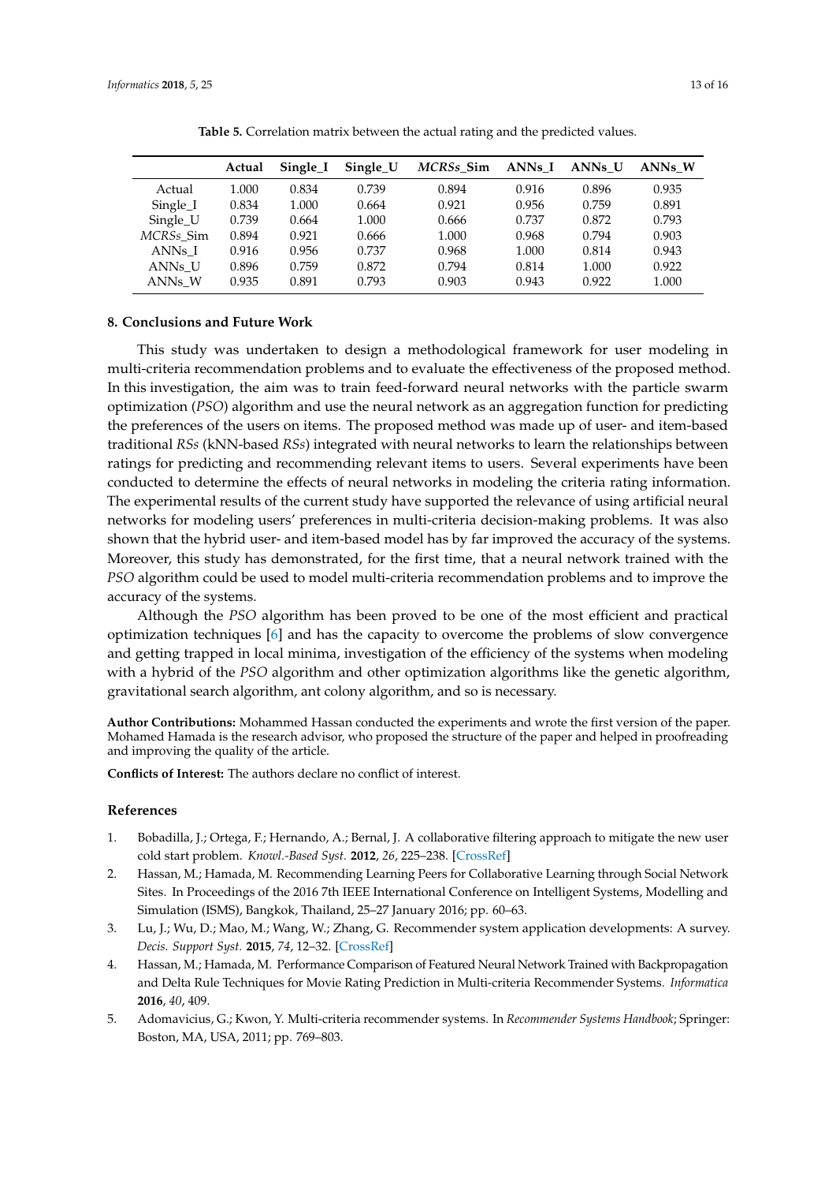**Table 5.** Correlation matrix between the actual rating and the predicted values.

| | Actual | Single_I | Single_U | *MCRSs*_Sim | ANNs_I | ANNs_U | ANNs_W |
|---|---|---|---|---|---|---|---|
| Actual | 1.000 | 0.834 | 0.739 | 0.894 | 0.916 | 0.896 | 0.935 |
| Single_I | 0.834 | 1.000 | 0.664 | 0.921 | 0.956 | 0.759 | 0.891 |
| Single_U | 0.739 | 0.664 | 1.000 | 0.666 | 0.737 | 0.872 | 0.793 |
| *MCRSs*_Sim | 0.894 | 0.921 | 0.666 | 1.000 | 0.968 | 0.794 | 0.903 |
| ANNs_I | 0.916 | 0.956 | 0.737 | 0.968 | 1.000 | 0.814 | 0.943 |
| ANNs_U | 0.896 | 0.759 | 0.872 | 0.794 | 0.814 | 1.000 | 0.922 |
| ANNs_W | 0.935 | 0.891 | 0.793 | 0.903 | 0.943 | 0.922 | 1.000 |

## 8. Conclusions and Future Work

This study was undertaken to design a methodological framework for user modeling in multi-criteria recommendation problems and to evaluate the effectiveness of the proposed method. In this investigation, the aim was to train feed-forward neural networks with the particle swarm optimization (*PSO*) algorithm and use the neural network as an aggregation function for predicting the preferences of the users on items. The proposed method was made up of user- and item-based traditional *RSs* (kNN-based *RSs*) integrated with neural networks to learn the relationships between ratings for predicting and recommending relevant items to users. Several experiments have been conducted to determine the effects of neural networks in modeling the criteria rating information. The experimental results of the current study have supported the relevance of using artificial neural networks for modeling users' preferences in multi-criteria decision-making problems. It was also shown that the hybrid user- and item-based model has by far improved the accuracy of the systems. Moreover, this study has demonstrated, for the first time, that a neural network trained with the *PSO* algorithm could be used to model multi-criteria recommendation problems and to improve the accuracy of the systems.

Although the *PSO* algorithm has been proved to be one of the most efficient and practical optimization techniques [6] and has the capacity to overcome the problems of slow convergence and getting trapped in local minima, investigation of the efficiency of the systems when modeling with a hybrid of the *PSO* algorithm and other optimization algorithms like the genetic algorithm, gravitational search algorithm, ant colony algorithm, and so is necessary.

**Author Contributions:** Mohammed Hassan conducted the experiments and wrote the first version of the paper. Mohamed Hamada is the research advisor, who proposed the structure of the paper and helped in proofreading and improving the quality of the article.

**Conflicts of Interest:** The authors declare no conflict of interest.

## References

1. Bobadilla, J.; Ortega, F.; Hernando, A.; Bernal, J. A collaborative filtering approach to mitigate the new user cold start problem. *Knowl.-Based Syst.* **2012**, *26*, 225–238. [CrossRef]
2. Hassan, M.; Hamada, M. Recommending Learning Peers for Collaborative Learning through Social Network Sites. In Proceedings of the 2016 7th IEEE International Conference on Intelligent Systems, Modelling and Simulation (ISMS), Bangkok, Thailand, 25–27 January 2016; pp. 60–63.
3. Lu, J.; Wu, D.; Mao, M.; Wang, W.; Zhang, G. Recommender system application developments: A survey. *Decis. Support Syst.* **2015**, *74*, 12–32. [CrossRef]
4. Hassan, M.; Hamada, M. Performance Comparison of Featured Neural Network Trained with Backpropagation and Delta Rule Techniques for Movie Rating Prediction in Multi-criteria Recommender Systems. *Informatica* **2016**, *40*, 409.
5. Adomavicius, G.; Kwon, Y. Multi-criteria recommender systems. In *Recommender Systems Handbook*; Springer: Boston, MA, USA, 2011; pp. 769–803.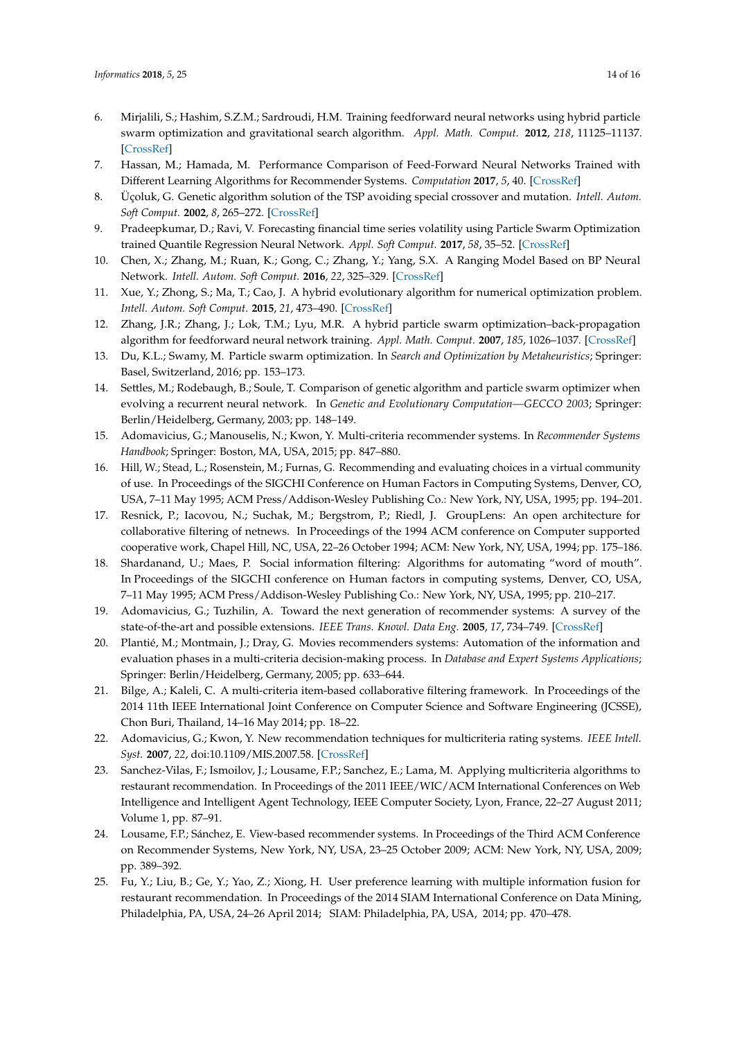6. Mirjalili, S.; Hashim, S.Z.M.; Sardroudi, H.M. Training feedforward neural networks using hybrid particle swarm optimization and gravitational search algorithm. *Appl. Math. Comput.* **2012**, *218*, 11125–11137. [CrossRef]
7. Hassan, M.; Hamada, M. Performance Comparison of Feed-Forward Neural Networks Trained with Different Learning Algorithms for Recommender Systems. *Computation* **2017**, *5*, 40. [CrossRef]
8. Üçoluk, G. Genetic algorithm solution of the TSP avoiding special crossover and mutation. *Intell. Autom. Soft Comput.* **2002**, *8*, 265–272. [CrossRef]
9. Pradeepkumar, D.; Ravi, V. Forecasting financial time series volatility using Particle Swarm Optimization trained Quantile Regression Neural Network. *Appl. Soft Comput.* **2017**, *58*, 35–52. [CrossRef]
10. Chen, X.; Zhang, M.; Ruan, K.; Gong, C.; Zhang, Y.; Yang, S.X. A Ranging Model Based on BP Neural Network. *Intell. Autom. Soft Comput.* **2016**, *22*, 325–329. [CrossRef]
11. Xue, Y.; Zhong, S.; Ma, T.; Cao, J. A hybrid evolutionary algorithm for numerical optimization problem. *Intell. Autom. Soft Comput.* **2015**, *21*, 473–490. [CrossRef]
12. Zhang, J.R.; Zhang, J.; Lok, T.M.; Lyu, M.R. A hybrid particle swarm optimization–back-propagation algorithm for feedforward neural network training. *Appl. Math. Comput.* **2007**, *185*, 1026–1037. [CrossRef]
13. Du, K.L.; Swamy, M. Particle swarm optimization. In *Search and Optimization by Metaheuristics*; Springer: Basel, Switzerland, 2016; pp. 153–173.
14. Settles, M.; Rodebaugh, B.; Soule, T. Comparison of genetic algorithm and particle swarm optimizer when evolving a recurrent neural network. In *Genetic and Evolutionary Computation—GECCO 2003*; Springer: Berlin/Heidelberg, Germany, 2003; pp. 148–149.
15. Adomavicius, G.; Manouselis, N.; Kwon, Y. Multi-criteria recommender systems. In *Recommender Systems Handbook*; Springer: Boston, MA, USA, 2015; pp. 847–880.
16. Hill, W.; Stead, L.; Rosenstein, M.; Furnas, G. Recommending and evaluating choices in a virtual community of use. In Proceedings of the SIGCHI Conference on Human Factors in Computing Systems, Denver, CO, USA, 7–11 May 1995; ACM Press/Addison-Wesley Publishing Co.: New York, NY, USA, 1995; pp. 194–201.
17. Resnick, P.; Iacovou, N.; Suchak, M.; Bergstrom, P.; Riedl, J. GroupLens: An open architecture for collaborative filtering of netnews. In Proceedings of the 1994 ACM conference on Computer supported cooperative work, Chapel Hill, NC, USA, 22–26 October 1994; ACM: New York, NY, USA, 1994; pp. 175–186.
18. Shardanand, U.; Maes, P. Social information filtering: Algorithms for automating "word of mouth". In Proceedings of the SIGCHI conference on Human factors in computing systems, Denver, CO, USA, 7–11 May 1995; ACM Press/Addison-Wesley Publishing Co.: New York, NY, USA, 1995; pp. 210–217.
19. Adomavicius, G.; Tuzhilin, A. Toward the next generation of recommender systems: A survey of the state-of-the-art and possible extensions. *IEEE Trans. Knowl. Data Eng.* **2005**, *17*, 734–749. [CrossRef]
20. Plantié, M.; Montmain, J.; Dray, G. Movies recommenders systems: Automation of the information and evaluation phases in a multi-criteria decision-making process. In *Database and Expert Systems Applications*; Springer: Berlin/Heidelberg, Germany, 2005; pp. 633–644.
21. Bilge, A.; Kaleli, C. A multi-criteria item-based collaborative filtering framework. In Proceedings of the 2014 11th IEEE International Joint Conference on Computer Science and Software Engineering (JCSSE), Chon Buri, Thailand, 14–16 May 2014; pp. 18–22.
22. Adomavicius, G.; Kwon, Y. New recommendation techniques for multicriteria rating systems. *IEEE Intell. Syst.* **2007**, *22*, doi:10.1109/MIS.2007.58. [CrossRef]
23. Sanchez-Vilas, F.; Ismoilov, J.; Lousame, F.P.; Sanchez, E.; Lama, M. Applying multicriteria algorithms to restaurant recommendation. In Proceedings of the 2011 IEEE/WIC/ACM International Conferences on Web Intelligence and Intelligent Agent Technology, IEEE Computer Society, Lyon, France, 22–27 August 2011; Volume 1, pp. 87–91.
24. Lousame, F.P.; Sánchez, E. View-based recommender systems. In Proceedings of the Third ACM Conference on Recommender Systems, New York, NY, USA, 23–25 October 2009; ACM: New York, NY, USA, 2009; pp. 389–392.
25. Fu, Y.; Liu, B.; Ge, Y.; Yao, Z.; Xiong, H. User preference learning with multiple information fusion for restaurant recommendation. In Proceedings of the 2014 SIAM International Conference on Data Mining, Philadelphia, PA, USA, 24–26 April 2014; SIAM: Philadelphia, PA, USA, 2014; pp. 470–478.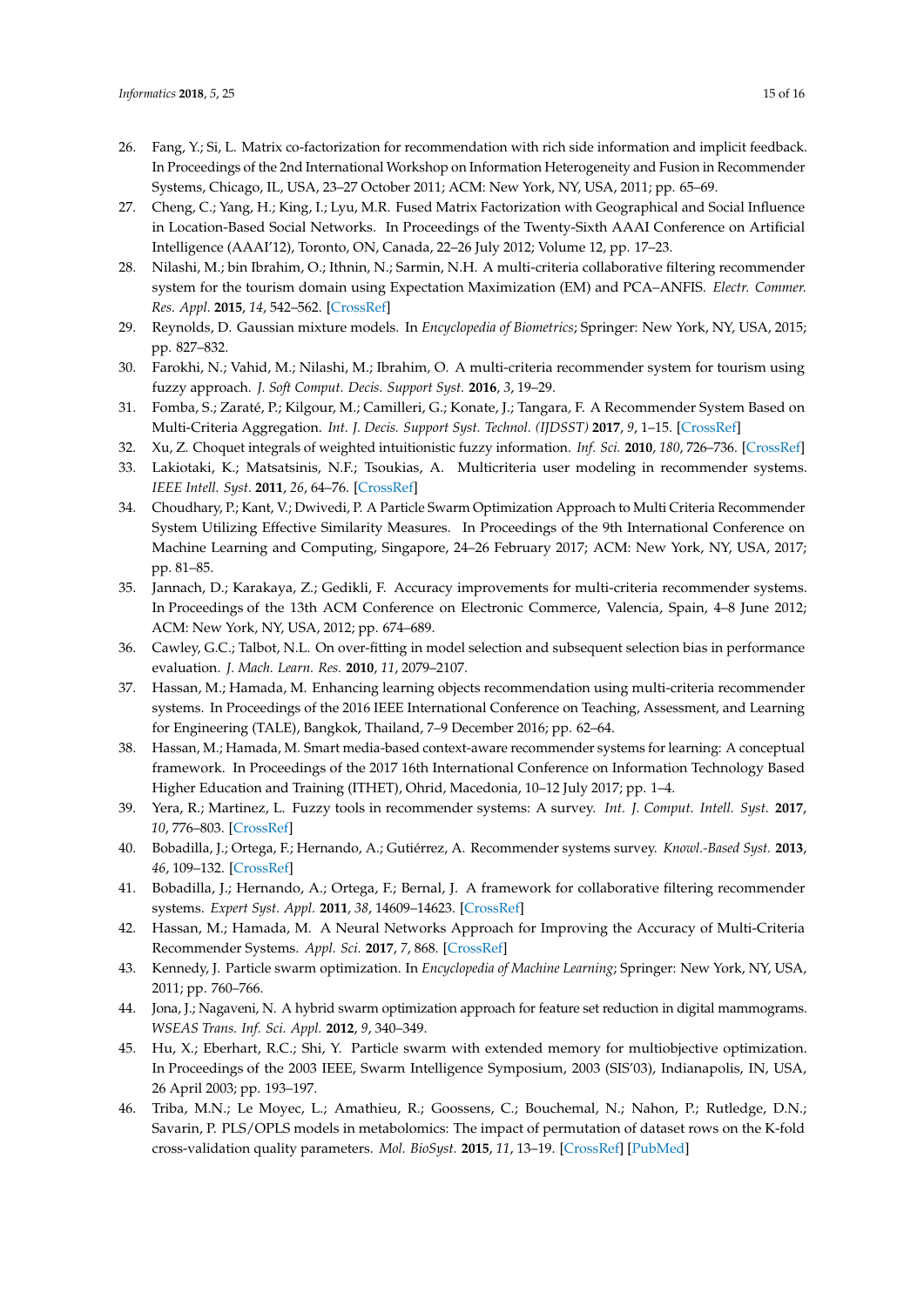26. Fang, Y.; Si, L. Matrix co-factorization for recommendation with rich side information and implicit feedback. In Proceedings of the 2nd International Workshop on Information Heterogeneity and Fusion in Recommender Systems, Chicago, IL, USA, 23–27 October 2011; ACM: New York, NY, USA, 2011; pp. 65–69.
27. Cheng, C.; Yang, H.; King, I.; Lyu, M.R. Fused Matrix Factorization with Geographical and Social Influence in Location-Based Social Networks. In Proceedings of the Twenty-Sixth AAAI Conference on Artificial Intelligence (AAAI'12), Toronto, ON, Canada, 22–26 July 2012; Volume 12, pp. 17–23.
28. Nilashi, M.; bin Ibrahim, O.; Ithnin, N.; Sarmin, N.H. A multi-criteria collaborative filtering recommender system for the tourism domain using Expectation Maximization (EM) and PCA–ANFIS. *Electr. Commer. Res. Appl.* **2015**, *14*, 542–562. [CrossRef]
29. Reynolds, D. Gaussian mixture models. In *Encyclopedia of Biometrics*; Springer: New York, NY, USA, 2015; pp. 827–832.
30. Farokhi, N.; Vahid, M.; Nilashi, M.; Ibrahim, O. A multi-criteria recommender system for tourism using fuzzy approach. *J. Soft Comput. Decis. Support Syst.* **2016**, *3*, 19–29.
31. Fomba, S.; Zaraté, P.; Kilgour, M.; Camilleri, G.; Konate, J.; Tangara, F. A Recommender System Based on Multi-Criteria Aggregation. *Int. J. Decis. Support Syst. Technol. (IJDSST)* **2017**, *9*, 1–15. [CrossRef]
32. Xu, Z. Choquet integrals of weighted intuitionistic fuzzy information. *Inf. Sci.* **2010**, *180*, 726–736. [CrossRef]
33. Lakiotaki, K.; Matsatsinis, N.F.; Tsoukias, A. Multicriteria user modeling in recommender systems. *IEEE Intell. Syst.* **2011**, *26*, 64–76. [CrossRef]
34. Choudhary, P.; Kant, V.; Dwivedi, P. A Particle Swarm Optimization Approach to Multi Criteria Recommender System Utilizing Effective Similarity Measures. In Proceedings of the 9th International Conference on Machine Learning and Computing, Singapore, 24–26 February 2017; ACM: New York, NY, USA, 2017; pp. 81–85.
35. Jannach, D.; Karakaya, Z.; Gedikli, F. Accuracy improvements for multi-criteria recommender systems. In Proceedings of the 13th ACM Conference on Electronic Commerce, Valencia, Spain, 4–8 June 2012; ACM: New York, NY, USA, 2012; pp. 674–689.
36. Cawley, G.C.; Talbot, N.L. On over-fitting in model selection and subsequent selection bias in performance evaluation. *J. Mach. Learn. Res.* **2010**, *11*, 2079–2107.
37. Hassan, M.; Hamada, M. Enhancing learning objects recommendation using multi-criteria recommender systems. In Proceedings of the 2016 IEEE International Conference on Teaching, Assessment, and Learning for Engineering (TALE), Bangkok, Thailand, 7–9 December 2016; pp. 62–64.
38. Hassan, M.; Hamada, M. Smart media-based context-aware recommender systems for learning: A conceptual framework. In Proceedings of the 2017 16th International Conference on Information Technology Based Higher Education and Training (ITHET), Ohrid, Macedonia, 10–12 July 2017; pp. 1–4.
39. Yera, R.; Martinez, L. Fuzzy tools in recommender systems: A survey. *Int. J. Comput. Intell. Syst.* **2017**, *10*, 776–803. [CrossRef]
40. Bobadilla, J.; Ortega, F.; Hernando, A.; Gutiérrez, A. Recommender systems survey. *Knowl.-Based Syst.* **2013**, *46*, 109–132. [CrossRef]
41. Bobadilla, J.; Hernando, A.; Ortega, F.; Bernal, J. A framework for collaborative filtering recommender systems. *Expert Syst. Appl.* **2011**, *38*, 14609–14623. [CrossRef]
42. Hassan, M.; Hamada, M. A Neural Networks Approach for Improving the Accuracy of Multi-Criteria Recommender Systems. *Appl. Sci.* **2017**, *7*, 868. [CrossRef]
43. Kennedy, J. Particle swarm optimization. In *Encyclopedia of Machine Learning*; Springer: New York, NY, USA, 2011; pp. 760–766.
44. Jona, J.; Nagaveni, N. A hybrid swarm optimization approach for feature set reduction in digital mammograms. *WSEAS Trans. Inf. Sci. Appl.* **2012**, *9*, 340–349.
45. Hu, X.; Eberhart, R.C.; Shi, Y. Particle swarm with extended memory for multiobjective optimization. In Proceedings of the 2003 IEEE, Swarm Intelligence Symposium, 2003 (SIS'03), Indianapolis, IN, USA, 26 April 2003; pp. 193–197.
46. Triba, M.N.; Le Moyec, L.; Amathieu, R.; Goossens, C.; Bouchemal, N.; Nahon, P.; Rutledge, D.N.; Savarin, P. PLS/OPLS models in metabolomics: The impact of permutation of dataset rows on the K-fold cross-validation quality parameters. *Mol. BioSyst.* **2015**, *11*, 13–19. [CrossRef] [PubMed]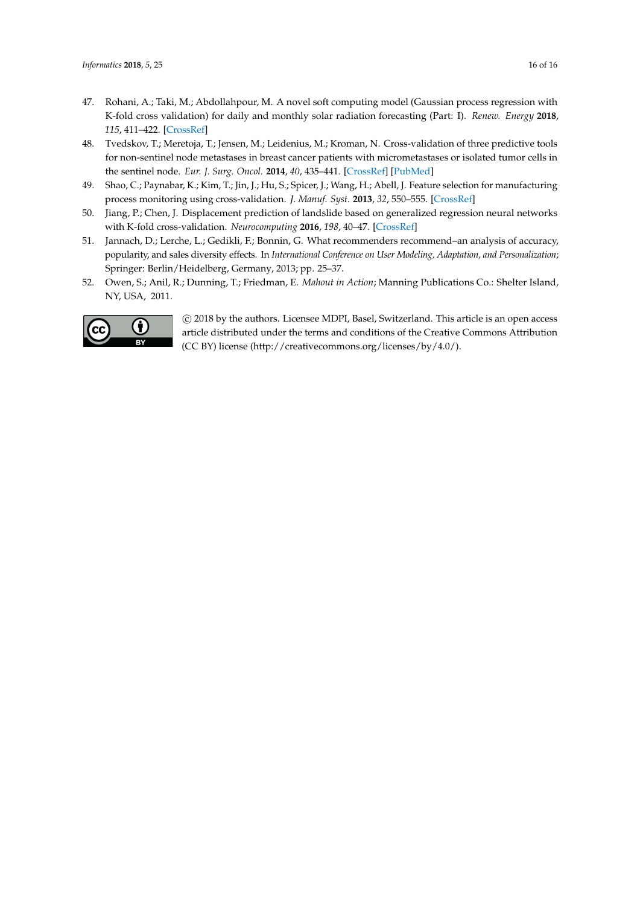47. Rohani, A.; Taki, M.; Abdollahpour, M. A novel soft computing model (Gaussian process regression with K-fold cross validation) for daily and monthly solar radiation forecasting (Part: I). *Renew. Energy* **2018**, *115*, 411–422. [CrossRef]
48. Tvedskov, T.; Meretoja, T.; Jensen, M.; Leidenius, M.; Kroman, N. Cross-validation of three predictive tools for non-sentinel node metastases in breast cancer patients with micrometastases or isolated tumor cells in the sentinel node. *Eur. J. Surg. Oncol.* **2014**, *40*, 435–441. [CrossRef] [PubMed]
49. Shao, C.; Paynabar, K.; Kim, T.; Jin, J.; Hu, S.; Spicer, J.; Wang, H.; Abell, J. Feature selection for manufacturing process monitoring using cross-validation. *J. Manuf. Syst.* **2013**, *32*, 550–555. [CrossRef]
50. Jiang, P.; Chen, J. Displacement prediction of landslide based on generalized regression neural networks with K-fold cross-validation. *Neurocomputing* **2016**, *198*, 40–47. [CrossRef]
51. Jannach, D.; Lerche, L.; Gedikli, F.; Bonnin, G. What recommenders recommend–an analysis of accuracy, popularity, and sales diversity effects. In *International Conference on User Modeling, Adaptation, and Personalization*; Springer: Berlin/Heidelberg, Germany, 2013; pp. 25–37.
52. Owen, S.; Anil, R.; Dunning, T.; Friedman, E. *Mahout in Action*; Manning Publications Co.: Shelter Island, NY, USA, 2011.

© 2018 by the authors. Licensee MDPI, Basel, Switzerland. This article is an open access article distributed under the terms and conditions of the Creative Commons Attribution (CC BY) license (http://creativecommons.org/licenses/by/4.0/).